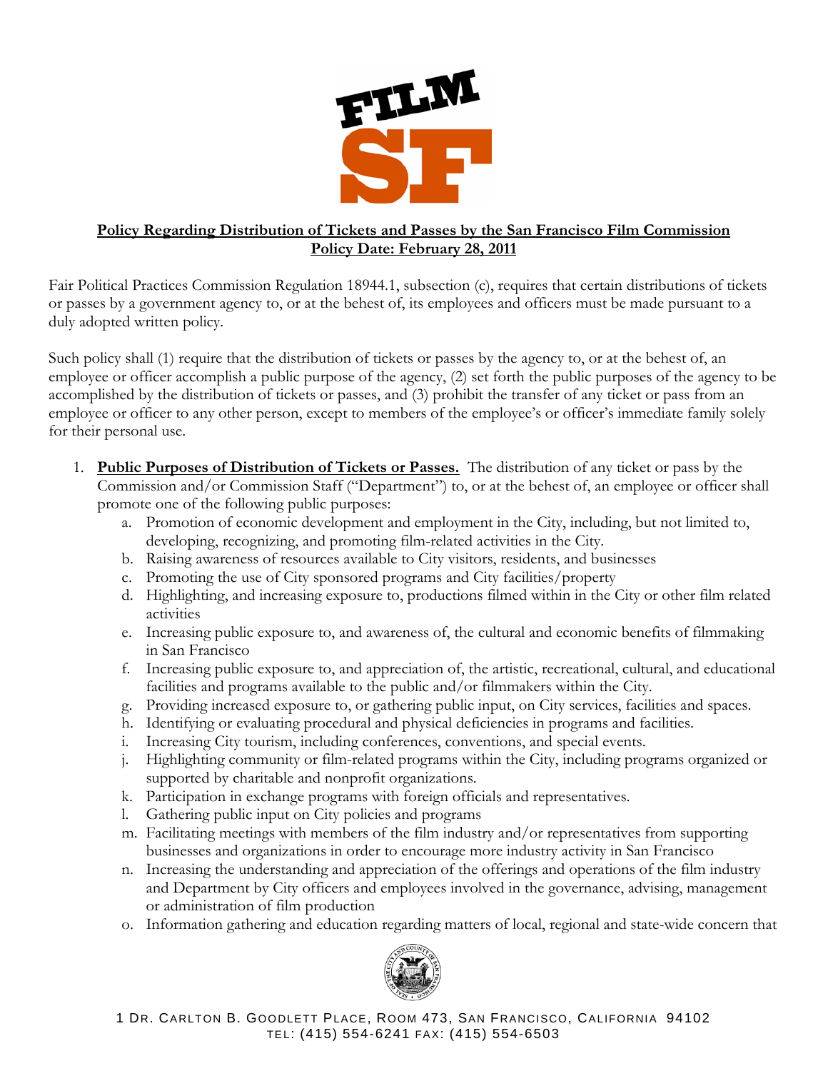**Policy Regarding Distribution of Tickets and Passes by the San Francisco Film Commission**
**Policy Date: February 28, 2011**

Fair Political Practices Commission Regulation 18944.1, subsection (c), requires that certain distributions of tickets or passes by a government agency to, or at the behest of, its employees and officers must be made pursuant to a duly adopted written policy.

Such policy shall (1) require that the distribution of tickets or passes by the agency to, or at the behest of, an employee or officer accomplish a public purpose of the agency, (2) set forth the public purposes of the agency to be accomplished by the distribution of tickets or passes, and (3) prohibit the transfer of any ticket or pass from an employee or officer to any other person, except to members of the employee's or officer's immediate family solely for their personal use.

1. **Public Purposes of Distribution of Tickets or Passes.** The distribution of any ticket or pass by the Commission and/or Commission Staff ("Department") to, or at the behest of, an employee or officer shall promote one of the following public purposes:
   a. Promotion of economic development and employment in the City, including, but not limited to, developing, recognizing, and promoting film-related activities in the City.
   b. Raising awareness of resources available to City visitors, residents, and businesses
   c. Promoting the use of City sponsored programs and City facilities/property
   d. Highlighting, and increasing exposure to, productions filmed within in the City or other film related activities
   e. Increasing public exposure to, and awareness of, the cultural and economic benefits of filmmaking in San Francisco
   f. Increasing public exposure to, and appreciation of, the artistic, recreational, cultural, and educational facilities and programs available to the public and/or filmmakers within the City.
   g. Providing increased exposure to, or gathering public input, on City services, facilities and spaces.
   h. Identifying or evaluating procedural and physical deficiencies in programs and facilities.
   i. Increasing City tourism, including conferences, conventions, and special events.
   j. Highlighting community or film-related programs within the City, including programs organized or supported by charitable and nonprofit organizations.
   k. Participation in exchange programs with foreign officials and representatives.
   l. Gathering public input on City policies and programs
   m. Facilitating meetings with members of the film industry and/or representatives from supporting businesses and organizations in order to encourage more industry activity in San Francisco
   n. Increasing the understanding and appreciation of the offerings and operations of the film industry and Department by City officers and employees involved in the governance, advising, management or administration of film production
   o. Information gathering and education regarding matters of local, regional and state-wide concern that

1 Dr. Carlton B. Goodlett Place, Room 473, San Francisco, California 94102
tel: (415) 554-6241 fax: (415) 554-6503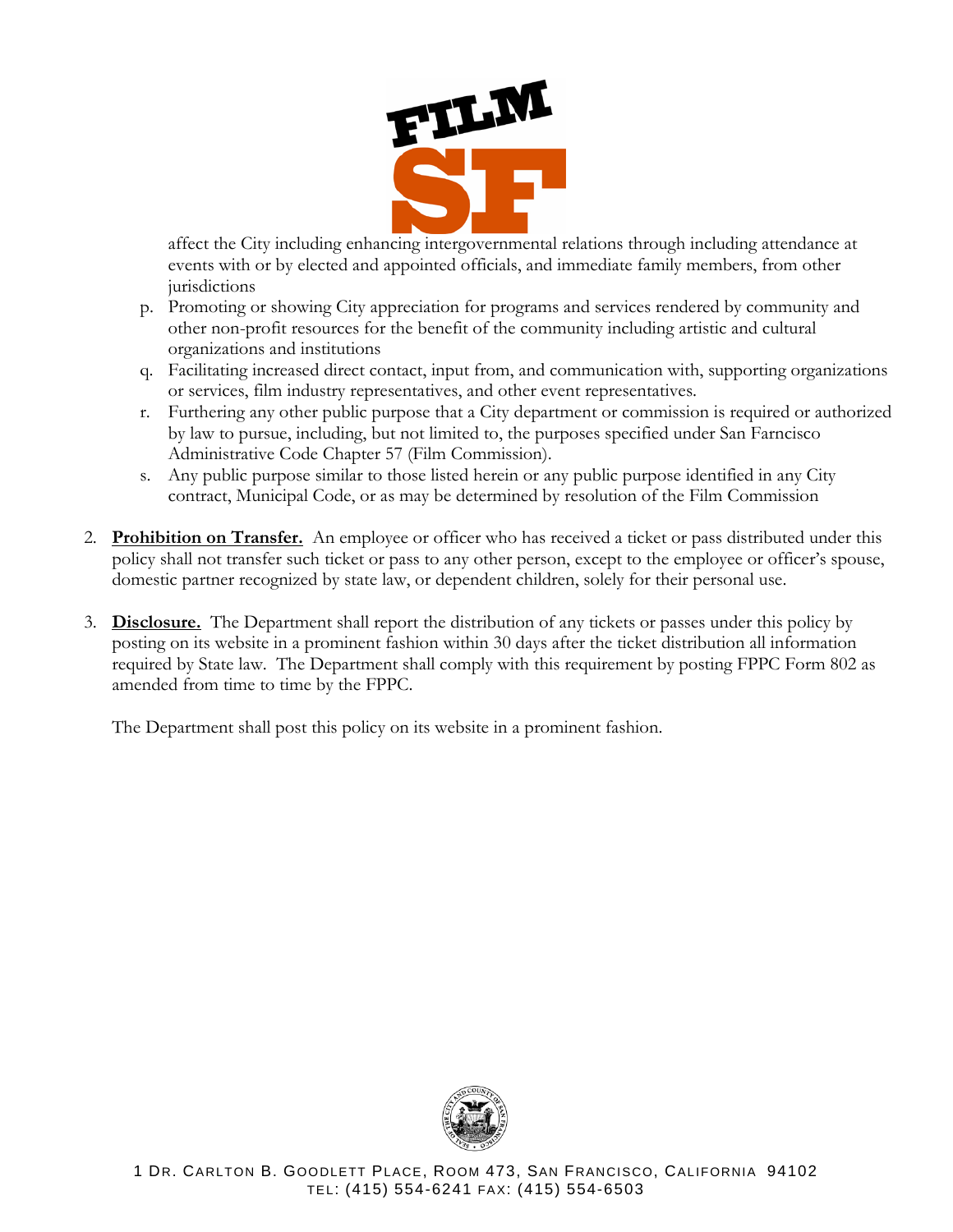affect the City including enhancing intergovernmental relations through including attendance at events with or by elected and appointed officials, and immediate family members, from other jurisdictions

p. Promoting or showing City appreciation for programs and services rendered by community and other non-profit resources for the benefit of the community including artistic and cultural organizations and institutions
q. Facilitating increased direct contact, input from, and communication with, supporting organizations or services, film industry representatives, and other event representatives.
r. Furthering any other public purpose that a City department or commission is required or authorized by law to pursue, including, but not limited to, the purposes specified under San Farncisco Administrative Code Chapter 57 (Film Commission).
s. Any public purpose similar to those listed herein or any public purpose identified in any City contract, Municipal Code, or as may be determined by resolution of the Film Commission

2. **Prohibition on Transfer.** An employee or officer who has received a ticket or pass distributed under this policy shall not transfer such ticket or pass to any other person, except to the employee or officer's spouse, domestic partner recognized by state law, or dependent children, solely for their personal use.

3. **Disclosure.** The Department shall report the distribution of any tickets or passes under this policy by posting on its website in a prominent fashion within 30 days after the ticket distribution all information required by State law. The Department shall comply with this requirement by posting FPPC Form 802 as amended from time to time by the FPPC.

   The Department shall post this policy on its website in a prominent fashion.